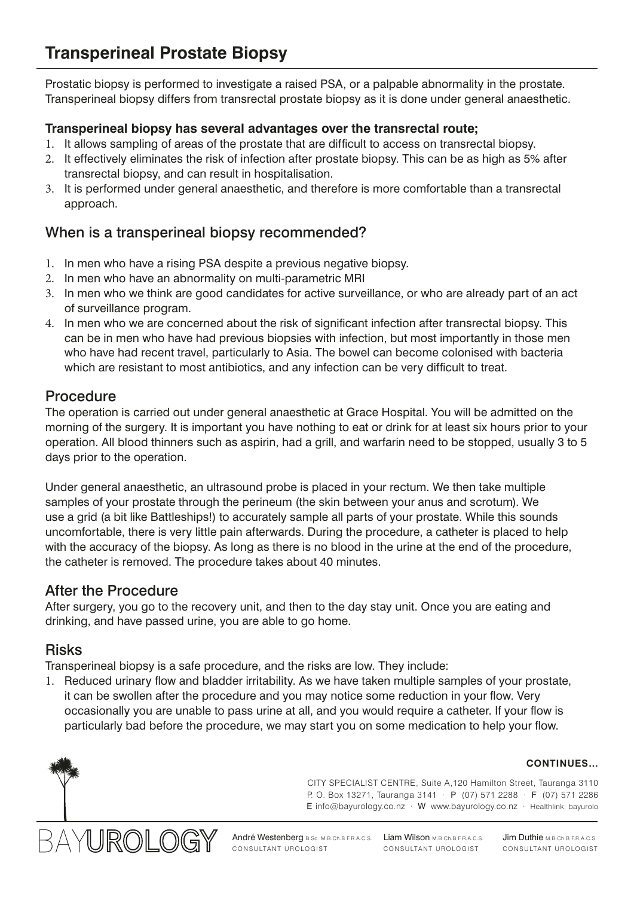# Transperineal Prostate Biopsy

Prostatic biopsy is performed to investigate a raised PSA, or a palpable abnormality in the prostate. Transperineal biopsy differs from transrectal prostate biopsy as it is done under general anaesthetic.

**Transperineal biopsy has several advantages over the transrectal route;**

1. It allows sampling of areas of the prostate that are difficult to access on transrectal biopsy.
2. It effectively eliminates the risk of infection after prostate biopsy. This can be as high as 5% after transrectal biopsy, and can result in hospitalisation.
3. It is performed under general anaesthetic, and therefore is more comfortable than a transrectal approach.

## When is a transperineal biopsy recommended?

1. In men who have a rising PSA despite a previous negative biopsy.
2. In men who have an abnormality on multi-parametric MRI
3. In men who we think are good candidates for active surveillance, or who are already part of an act of surveillance program.
4. In men who we are concerned about the risk of significant infection after transrectal biopsy. This can be in men who have had previous biopsies with infection, but most importantly in those men who have had recent travel, particularly to Asia. The bowel can become colonised with bacteria which are resistant to most antibiotics, and any infection can be very difficult to treat.

## Procedure

The operation is carried out under general anaesthetic at Grace Hospital. You will be admitted on the morning of the surgery. It is important you have nothing to eat or drink for at least six hours prior to your operation. All blood thinners such as aspirin, had a grill, and warfarin need to be stopped, usually 3 to 5 days prior to the operation.

Under general anaesthetic, an ultrasound probe is placed in your rectum. We then take multiple samples of your prostate through the perineum (the skin between your anus and scrotum). We use a grid (a bit like Battleships!) to accurately sample all parts of your prostate. While this sounds uncomfortable, there is very little pain afterwards. During the procedure, a catheter is placed to help with the accuracy of the biopsy. As long as there is no blood in the urine at the end of the procedure, the catheter is removed. The procedure takes about 40 minutes.

## After the Procedure

After surgery, you go to the recovery unit, and then to the day stay unit. Once you are eating and drinking, and have passed urine, you are able to go home.

## Risks

Transperineal biopsy is a safe procedure, and the risks are low. They include:

1. Reduced urinary flow and bladder irritability. As we have taken multiple samples of your prostate, it can be swollen after the procedure and you may notice some reduction in your flow. Very occasionally you are unable to pass urine at all, and you would require a catheter. If your flow is particularly bad before the procedure, we may start you on some medication to help your flow.

**CONTINUES...**

CITY SPECIALIST CENTRE, Suite A,120 Hamilton Street, Tauranga 3110
P. O. Box 13271, Tauranga 3141 · P (07) 571 2288 · F (07) 571 2286
E info@bayurology.co.nz · W www.bayurology.co.nz · Healthlink: bayurolo

BAYUROLOGY

André Westenberg B.Sc. M.B.Ch.B F.R.A.C.S. CONSULTANT UROLOGIST

Liam Wilson M.B.Ch.B F.R.A.C.S. CONSULTANT UROLOGIST

Jim Duthie M.B.Ch.B F.R.A.C.S. CONSULTANT UROLOGIST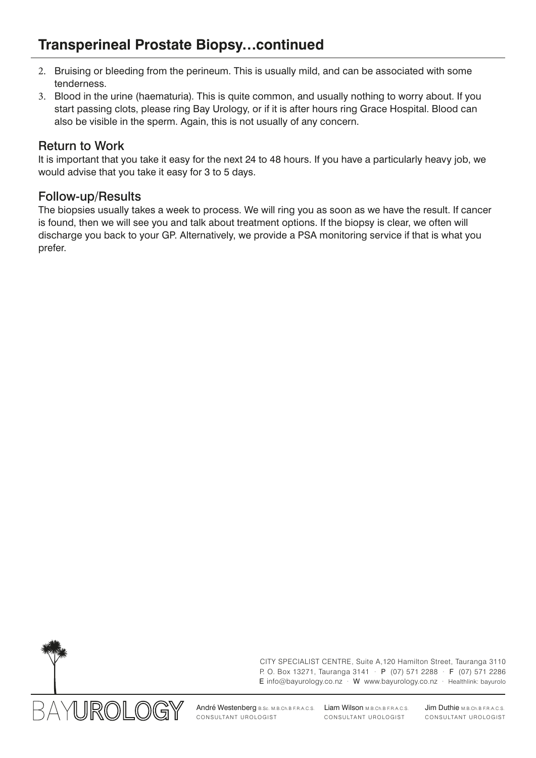## Transperineal Prostate Biopsy…continued

2. Bruising or bleeding from the perineum. This is usually mild, and can be associated with some tenderness.
3. Blood in the urine (haematuria). This is quite common, and usually nothing to worry about. If you start passing clots, please ring Bay Urology, or if it is after hours ring Grace Hospital. Blood can also be visible in the sperm. Again, this is not usually of any concern.

### Return to Work

It is important that you take it easy for the next 24 to 48 hours. If you have a particularly heavy job, we would advise that you take it easy for 3 to 5 days.

### Follow-up/Results

The biopsies usually takes a week to process. We will ring you as soon as we have the result. If cancer is found, then we will see you and talk about treatment options. If the biopsy is clear, we often will discharge you back to your GP. Alternatively, we provide a PSA monitoring service if that is what you prefer.